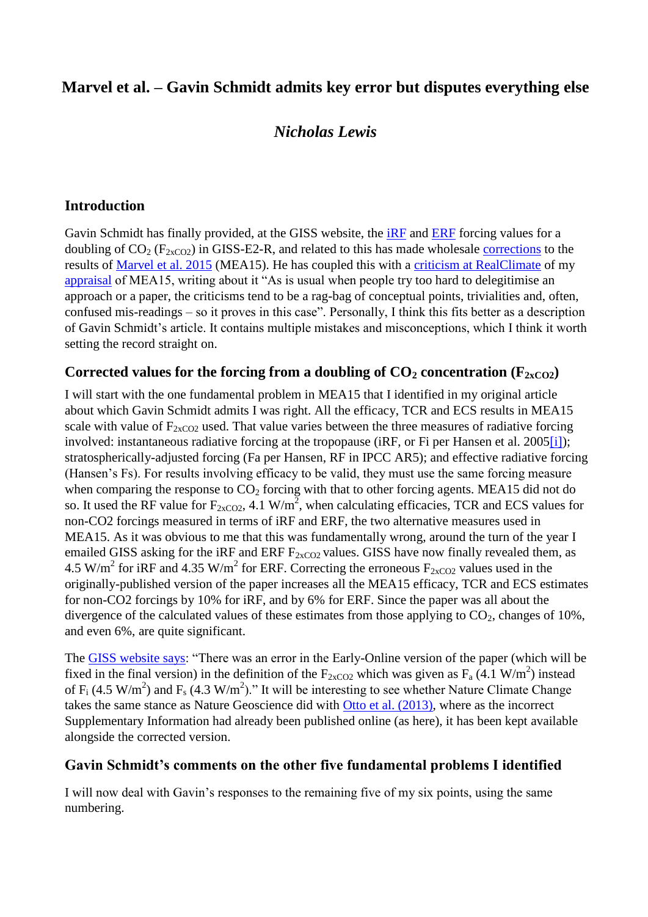# Marvel et al. – Gavin Schmidt admits key error but disputes everything else

## *Nicholas Lewis*

### Introduction

Gavin Schmidt has finally provided, at the GISS website, the iRF and ERF forcing values for a doubling of $CO_2$ ($F_{2xCO2}$) in GISS-E2-R, and related to this has made wholesale corrections to the results of Marvel et al. 2015 (MEA15). He has coupled this with a criticism at RealClimate of my appraisal of MEA15, writing about it "As is usual when people try too hard to delegitimise an approach or a paper, the criticisms tend to be a rag-bag of conceptual points, trivialities and, often, confused mis-readings – so it proves in this case". Personally, I think this fits better as a description of Gavin Schmidt's article. It contains multiple mistakes and misconceptions, which I think it worth setting the record straight on.

### Corrected values for the forcing from a doubling of $CO_2$ concentration ($F_{2xCO2}$)

I will start with the one fundamental problem in MEA15 that I identified in my original article about which Gavin Schmidt admits I was right. All the efficacy, TCR and ECS results in MEA15 scale with value of $F_{2xCO2}$ used. That value varies between the three measures of radiative forcing involved: instantaneous radiative forcing at the tropopause (iRF, or Fi per Hansen et al. 2005[i]); stratospherically-adjusted forcing (Fa per Hansen, RF in IPCC AR5); and effective radiative forcing (Hansen's Fs). For results involving efficacy to be valid, they must use the same forcing measure when comparing the response to $CO_2$ forcing with that to other forcing agents. MEA15 did not do so. It used the RF value for $F_{2xCO2}$, 4.1 W/m$^2$, when calculating efficacies, TCR and ECS values for non-CO2 forcings measured in terms of iRF and ERF, the two alternative measures used in MEA15. As it was obvious to me that this was fundamentally wrong, around the turn of the year I emailed GISS asking for the iRF and ERF $F_{2xCO2}$ values. GISS have now finally revealed them, as 4.5 W/m$^2$ for iRF and 4.35 W/m$^2$ for ERF. Correcting the erroneous $F_{2xCO2}$ values used in the originally-published version of the paper increases all the MEA15 efficacy, TCR and ECS estimates for non-CO2 forcings by 10% for iRF, and by 6% for ERF. Since the paper was all about the divergence of the calculated values of these estimates from those applying to $CO_2$, changes of 10%, and even 6%, are quite significant.

The GISS website says: "There was an error in the Early-Online version of the paper (which will be fixed in the final version) in the definition of the $F_{2xCO2}$ which was given as $F_a$ (4.1 W/m$^2$) instead of $F_i$ (4.5 W/m$^2$) and $F_s$ (4.3 W/m$^2$)." It will be interesting to see whether Nature Climate Change takes the same stance as Nature Geoscience did with Otto et al. (2013), where as the incorrect Supplementary Information had already been published online (as here), it has been kept available alongside the corrected version.

### Gavin Schmidt's comments on the other five fundamental problems I identified

I will now deal with Gavin's responses to the remaining five of my six points, using the same numbering.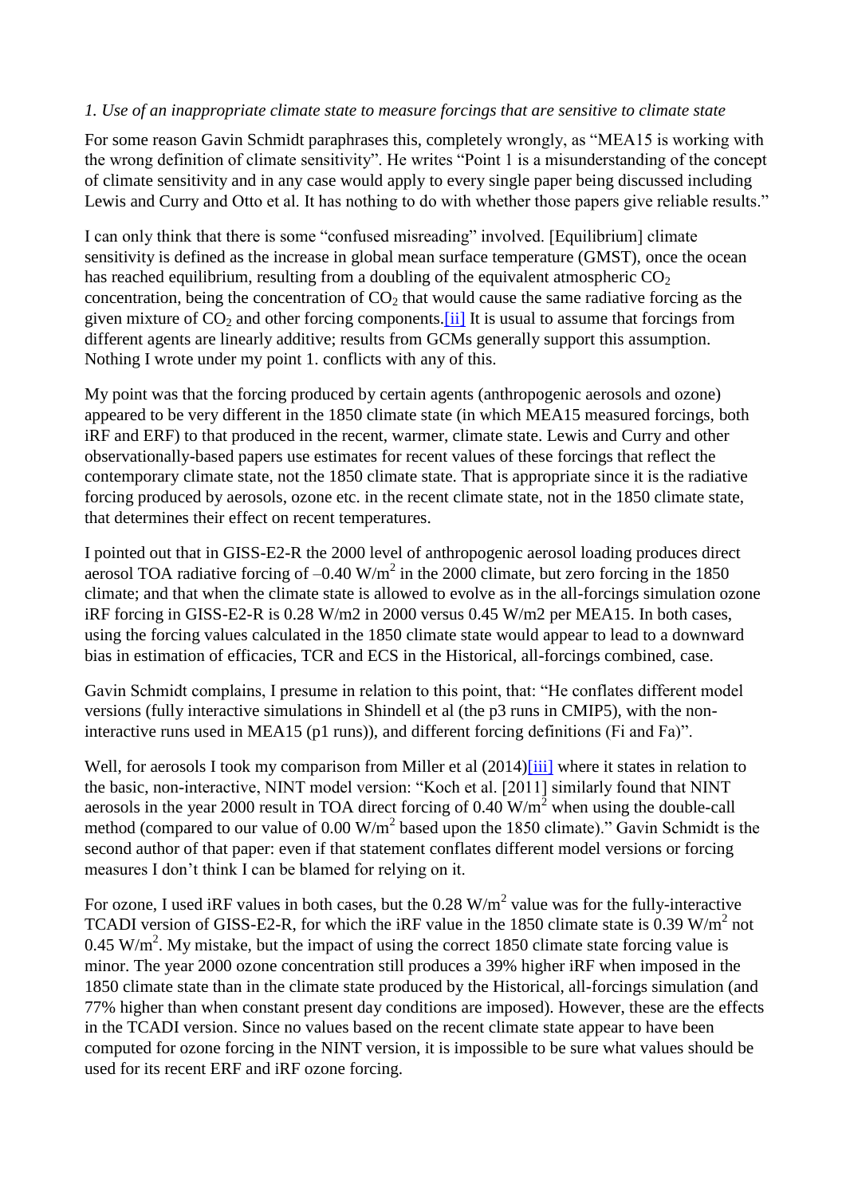*1. Use of an inappropriate climate state to measure forcings that are sensitive to climate state*

For some reason Gavin Schmidt paraphrases this, completely wrongly, as "MEA15 is working with the wrong definition of climate sensitivity". He writes "Point 1 is a misunderstanding of the concept of climate sensitivity and in any case would apply to every single paper being discussed including Lewis and Curry and Otto et al. It has nothing to do with whether those papers give reliable results."

I can only think that there is some "confused misreading" involved. [Equilibrium] climate sensitivity is defined as the increase in global mean surface temperature (GMST), once the ocean has reached equilibrium, resulting from a doubling of the equivalent atmospheric $CO_2$ concentration, being the concentration of $CO_2$ that would cause the same radiative forcing as the given mixture of $CO_2$ and other forcing components.[ii] It is usual to assume that forcings from different agents are linearly additive; results from GCMs generally support this assumption. Nothing I wrote under my point 1. conflicts with any of this.

My point was that the forcing produced by certain agents (anthropogenic aerosols and ozone) appeared to be very different in the 1850 climate state (in which MEA15 measured forcings, both iRF and ERF) to that produced in the recent, warmer, climate state. Lewis and Curry and other observationally-based papers use estimates for recent values of these forcings that reflect the contemporary climate state, not the 1850 climate state. That is appropriate since it is the radiative forcing produced by aerosols, ozone etc. in the recent climate state, not in the 1850 climate state, that determines their effect on recent temperatures.

I pointed out that in GISS-E2-R the 2000 level of anthropogenic aerosol loading produces direct aerosol TOA radiative forcing of –0.40 W/m$^2$ in the 2000 climate, but zero forcing in the 1850 climate; and that when the climate state is allowed to evolve as in the all-forcings simulation ozone iRF forcing in GISS-E2-R is 0.28 W/m2 in 2000 versus 0.45 W/m2 per MEA15. In both cases, using the forcing values calculated in the 1850 climate state would appear to lead to a downward bias in estimation of efficacies, TCR and ECS in the Historical, all-forcings combined, case.

Gavin Schmidt complains, I presume in relation to this point, that: "He conflates different model versions (fully interactive simulations in Shindell et al (the p3 runs in CMIP5), with the non-interactive runs used in MEA15 (p1 runs)), and different forcing definitions (Fi and Fa)".

Well, for aerosols I took my comparison from Miller et al (2014)[iii] where it states in relation to the basic, non-interactive, NINT model version: "Koch et al. [2011] similarly found that NINT aerosols in the year 2000 result in TOA direct forcing of 0.40 W/m$^2$ when using the double-call method (compared to our value of 0.00 W/m$^2$ based upon the 1850 climate)." Gavin Schmidt is the second author of that paper: even if that statement conflates different model versions or forcing measures I don't think I can be blamed for relying on it.

For ozone, I used iRF values in both cases, but the 0.28 W/m$^2$ value was for the fully-interactive TCADI version of GISS-E2-R, for which the iRF value in the 1850 climate state is 0.39 W/m$^2$ not 0.45 W/m$^2$. My mistake, but the impact of using the correct 1850 climate state forcing value is minor. The year 2000 ozone concentration still produces a 39% higher iRF when imposed in the 1850 climate state than in the climate state produced by the Historical, all-forcings simulation (and 77% higher than when constant present day conditions are imposed). However, these are the effects in the TCADI version. Since no values based on the recent climate state appear to have been computed for ozone forcing in the NINT version, it is impossible to be sure what values should be used for its recent ERF and iRF ozone forcing.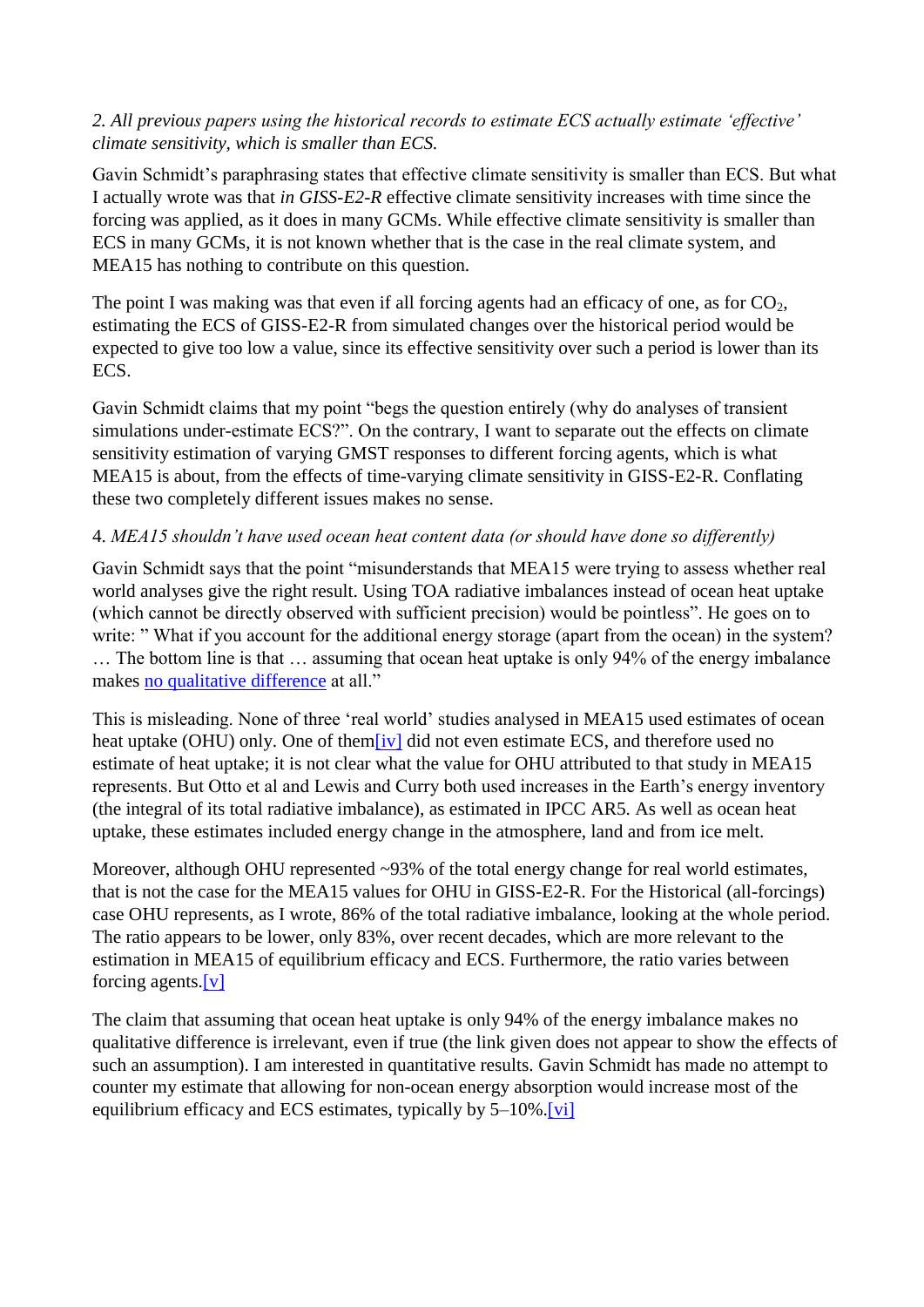*2. All previous papers using the historical records to estimate ECS actually estimate 'effective' climate sensitivity, which is smaller than ECS.*

Gavin Schmidt's paraphrasing states that effective climate sensitivity is smaller than ECS. But what I actually wrote was that *in GISS-E2-R* effective climate sensitivity increases with time since the forcing was applied, as it does in many GCMs. While effective climate sensitivity is smaller than ECS in many GCMs, it is not known whether that is the case in the real climate system, and MEA15 has nothing to contribute on this question.

The point I was making was that even if all forcing agents had an efficacy of one, as for $CO_2$, estimating the ECS of GISS-E2-R from simulated changes over the historical period would be expected to give too low a value, since its effective sensitivity over such a period is lower than its ECS.

Gavin Schmidt claims that my point "begs the question entirely (why do analyses of transient simulations under-estimate ECS?". On the contrary, I want to separate out the effects on climate sensitivity estimation of varying GMST responses to different forcing agents, which is what MEA15 is about, from the effects of time-varying climate sensitivity in GISS-E2-R. Conflating these two completely different issues makes no sense.

4. *MEA15 shouldn't have used ocean heat content data (or should have done so differently)*

Gavin Schmidt says that the point "misunderstands that MEA15 were trying to assess whether real world analyses give the right result. Using TOA radiative imbalances instead of ocean heat uptake (which cannot be directly observed with sufficient precision) would be pointless". He goes on to write: " What if you account for the additional energy storage (apart from the ocean) in the system? … The bottom line is that … assuming that ocean heat uptake is only 94% of the energy imbalance makes [no qualitative difference]() at all."

This is misleading. None of three 'real world' studies analysed in MEA15 used estimates of ocean heat uptake (OHU) only. One of them[iv] did not even estimate ECS, and therefore used no estimate of heat uptake; it is not clear what the value for OHU attributed to that study in MEA15 represents. But Otto et al and Lewis and Curry both used increases in the Earth's energy inventory (the integral of its total radiative imbalance), as estimated in IPCC AR5. As well as ocean heat uptake, these estimates included energy change in the atmosphere, land and from ice melt.

Moreover, although OHU represented ~93% of the total energy change for real world estimates, that is not the case for the MEA15 values for OHU in GISS-E2-R. For the Historical (all-forcings) case OHU represents, as I wrote, 86% of the total radiative imbalance, looking at the whole period. The ratio appears to be lower, only 83%, over recent decades, which are more relevant to the estimation in MEA15 of equilibrium efficacy and ECS. Furthermore, the ratio varies between forcing agents.[v]

The claim that assuming that ocean heat uptake is only 94% of the energy imbalance makes no qualitative difference is irrelevant, even if true (the link given does not appear to show the effects of such an assumption). I am interested in quantitative results. Gavin Schmidt has made no attempt to counter my estimate that allowing for non-ocean energy absorption would increase most of the equilibrium efficacy and ECS estimates, typically by 5–10%.[vi]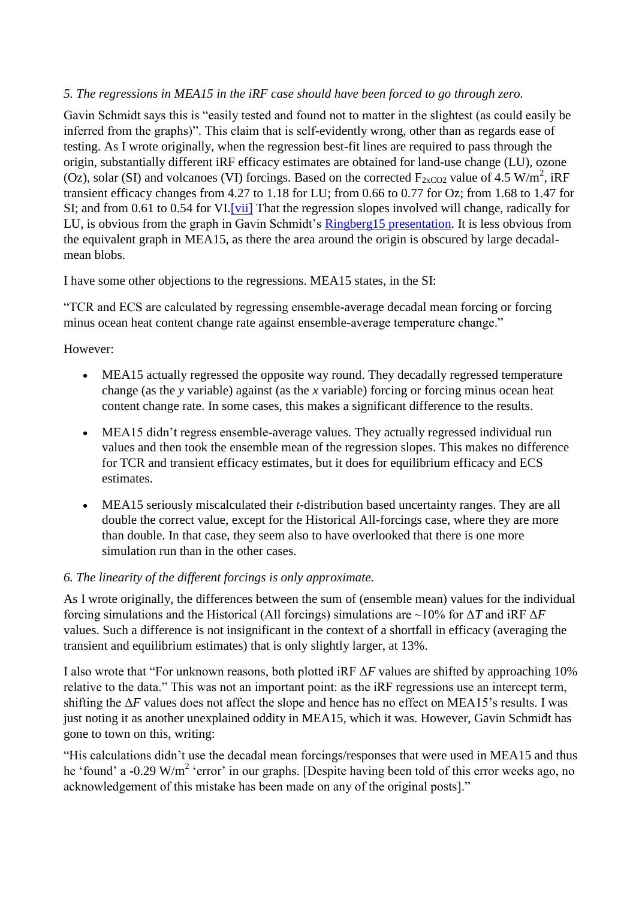*5. The regressions in MEA15 in the iRF case should have been forced to go through zero.*

Gavin Schmidt says this is "easily tested and found not to matter in the slightest (as could easily be inferred from the graphs)". This claim that is self-evidently wrong, other than as regards ease of testing. As I wrote originally, when the regression best-fit lines are required to pass through the origin, substantially different iRF efficacy estimates are obtained for land-use change (LU), ozone (Oz), solar (SI) and volcanoes (VI) forcings. Based on the corrected $F_{2xCO2}$ value of 4.5 W/m$^2$, iRF transient efficacy changes from 4.27 to 1.18 for LU; from 0.66 to 0.77 for Oz; from 1.68 to 1.47 for SI; and from 0.61 to 0.54 for VI.[vii] That the regression slopes involved will change, radically for LU, is obvious from the graph in Gavin Schmidt's Ringberg15 presentation. It is less obvious from the equivalent graph in MEA15, as there the area around the origin is obscured by large decadal-mean blobs.

I have some other objections to the regressions. MEA15 states, in the SI:

"TCR and ECS are calculated by regressing ensemble-average decadal mean forcing or forcing minus ocean heat content change rate against ensemble-average temperature change."

However:

- MEA15 actually regressed the opposite way round. They decadally regressed temperature change (as the *y* variable) against (as the *x* variable) forcing or forcing minus ocean heat content change rate. In some cases, this makes a significant difference to the results.
- MEA15 didn't regress ensemble-average values. They actually regressed individual run values and then took the ensemble mean of the regression slopes. This makes no difference for TCR and transient efficacy estimates, but it does for equilibrium efficacy and ECS estimates.
- MEA15 seriously miscalculated their *t*-distribution based uncertainty ranges. They are all double the correct value, except for the Historical All-forcings case, where they are more than double. In that case, they seem also to have overlooked that there is one more simulation run than in the other cases.

*6. The linearity of the different forcings is only approximate.*

As I wrote originally, the differences between the sum of (ensemble mean) values for the individual forcing simulations and the Historical (All forcings) simulations are ~10% for $\Delta T$ and iRF $\Delta F$ values. Such a difference is not insignificant in the context of a shortfall in efficacy (averaging the transient and equilibrium estimates) that is only slightly larger, at 13%.

I also wrote that "For unknown reasons, both plotted iRF $\Delta F$ values are shifted by approaching 10% relative to the data." This was not an important point: as the iRF regressions use an intercept term, shifting the $\Delta F$ values does not affect the slope and hence has no effect on MEA15's results. I was just noting it as another unexplained oddity in MEA15, which it was. However, Gavin Schmidt has gone to town on this, writing:

"His calculations didn't use the decadal mean forcings/responses that were used in MEA15 and thus he 'found' a -0.29 W/m$^2$ 'error' in our graphs. [Despite having been told of this error weeks ago, no acknowledgement of this mistake has been made on any of the original posts]."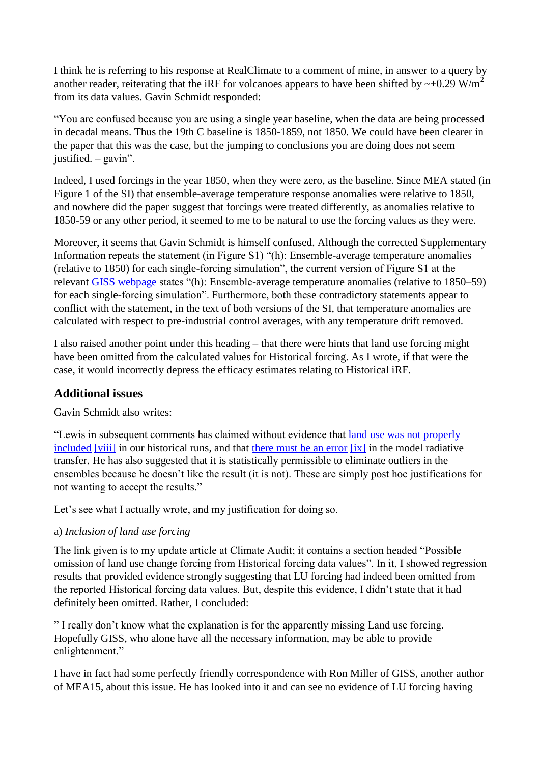I think he is referring to his response at RealClimate to a comment of mine, in answer to a query by another reader, reiterating that the iRF for volcanoes appears to have been shifted by ~+0.29 W/m$^2$ from its data values. Gavin Schmidt responded:

"You are confused because you are using a single year baseline, when the data are being processed in decadal means. Thus the 19th C baseline is 1850-1859, not 1850. We could have been clearer in the paper that this was the case, but the jumping to conclusions you are doing does not seem justified. – gavin".

Indeed, I used forcings in the year 1850, when they were zero, as the baseline. Since MEA stated (in Figure 1 of the SI) that ensemble-average temperature response anomalies were relative to 1850, and nowhere did the paper suggest that forcings were treated differently, as anomalies relative to 1850-59 or any other period, it seemed to me to be natural to use the forcing values as they were.

Moreover, it seems that Gavin Schmidt is himself confused. Although the corrected Supplementary Information repeats the statement (in Figure S1) "(h): Ensemble-average temperature anomalies (relative to 1850) for each single-forcing simulation", the current version of Figure S1 at the relevant GISS webpage states "(h): Ensemble-average temperature anomalies (relative to 1850–59) for each single-forcing simulation". Furthermore, both these contradictory statements appear to conflict with the statement, in the text of both versions of the SI, that temperature anomalies are calculated with respect to pre-industrial control averages, with any temperature drift removed.

I also raised another point under this heading – that there were hints that land use forcing might have been omitted from the calculated values for Historical forcing. As I wrote, if that were the case, it would incorrectly depress the efficacy estimates relating to Historical iRF.

## Additional issues

Gavin Schmidt also writes:

"Lewis in subsequent comments has claimed without evidence that land use was not properly included [viii] in our historical runs, and that there must be an error [ix] in the model radiative transfer. He has also suggested that it is statistically permissible to eliminate outliers in the ensembles because he doesn't like the result (it is not). These are simply post hoc justifications for not wanting to accept the results."

Let's see what I actually wrote, and my justification for doing so.

a) *Inclusion of land use forcing*

The link given is to my update article at Climate Audit; it contains a section headed "Possible omission of land use change forcing from Historical forcing data values". In it, I showed regression results that provided evidence strongly suggesting that LU forcing had indeed been omitted from the reported Historical forcing data values. But, despite this evidence, I didn't state that it had definitely been omitted. Rather, I concluded:

" I really don't know what the explanation is for the apparently missing Land use forcing. Hopefully GISS, who alone have all the necessary information, may be able to provide enlightenment."

I have in fact had some perfectly friendly correspondence with Ron Miller of GISS, another author of MEA15, about this issue. He has looked into it and can see no evidence of LU forcing having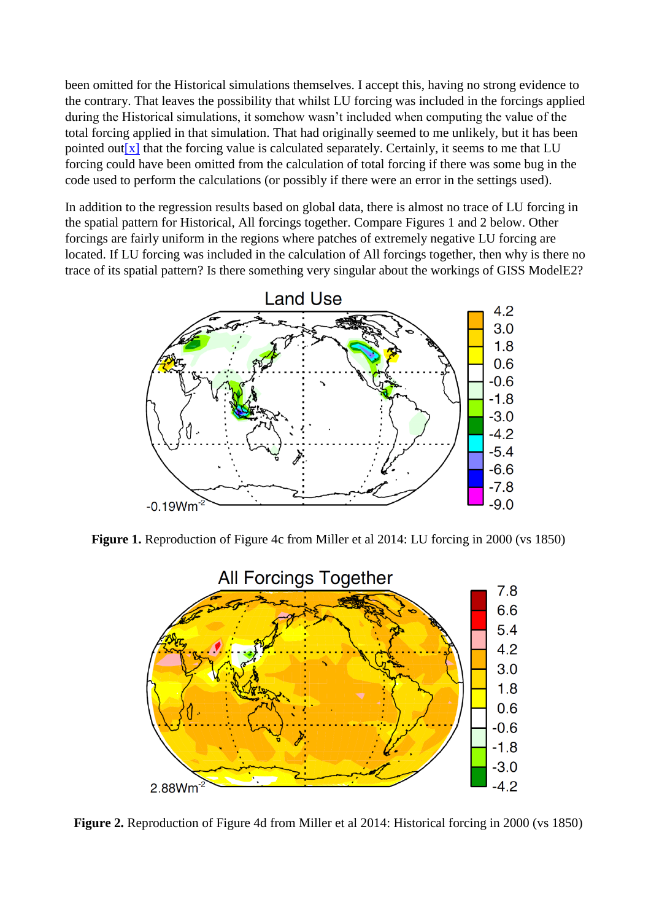been omitted for the Historical simulations themselves. I accept this, having no strong evidence to the contrary. That leaves the possibility that whilst LU forcing was included in the forcings applied during the Historical simulations, it somehow wasn't included when computing the value of the total forcing applied in that simulation. That had originally seemed to me unlikely, but it has been pointed out[x] that the forcing value is calculated separately. Certainly, it seems to me that LU forcing could have been omitted from the calculation of total forcing if there was some bug in the code used to perform the calculations (or possibly if there were an error in the settings used).

In addition to the regression results based on global data, there is almost no trace of LU forcing in the spatial pattern for Historical, All forcings together. Compare Figures 1 and 2 below. Other forcings are fairly uniform in the regions where patches of extremely negative LU forcing are located. If LU forcing was included in the calculation of All forcings together, then why is there no trace of its spatial pattern? Is there something very singular about the workings of GISS ModelE2?

**Figure 1.** Reproduction of Figure 4c from Miller et al 2014: LU forcing in 2000 (vs 1850)

**Figure 2.** Reproduction of Figure 4d from Miller et al 2014: Historical forcing in 2000 (vs 1850)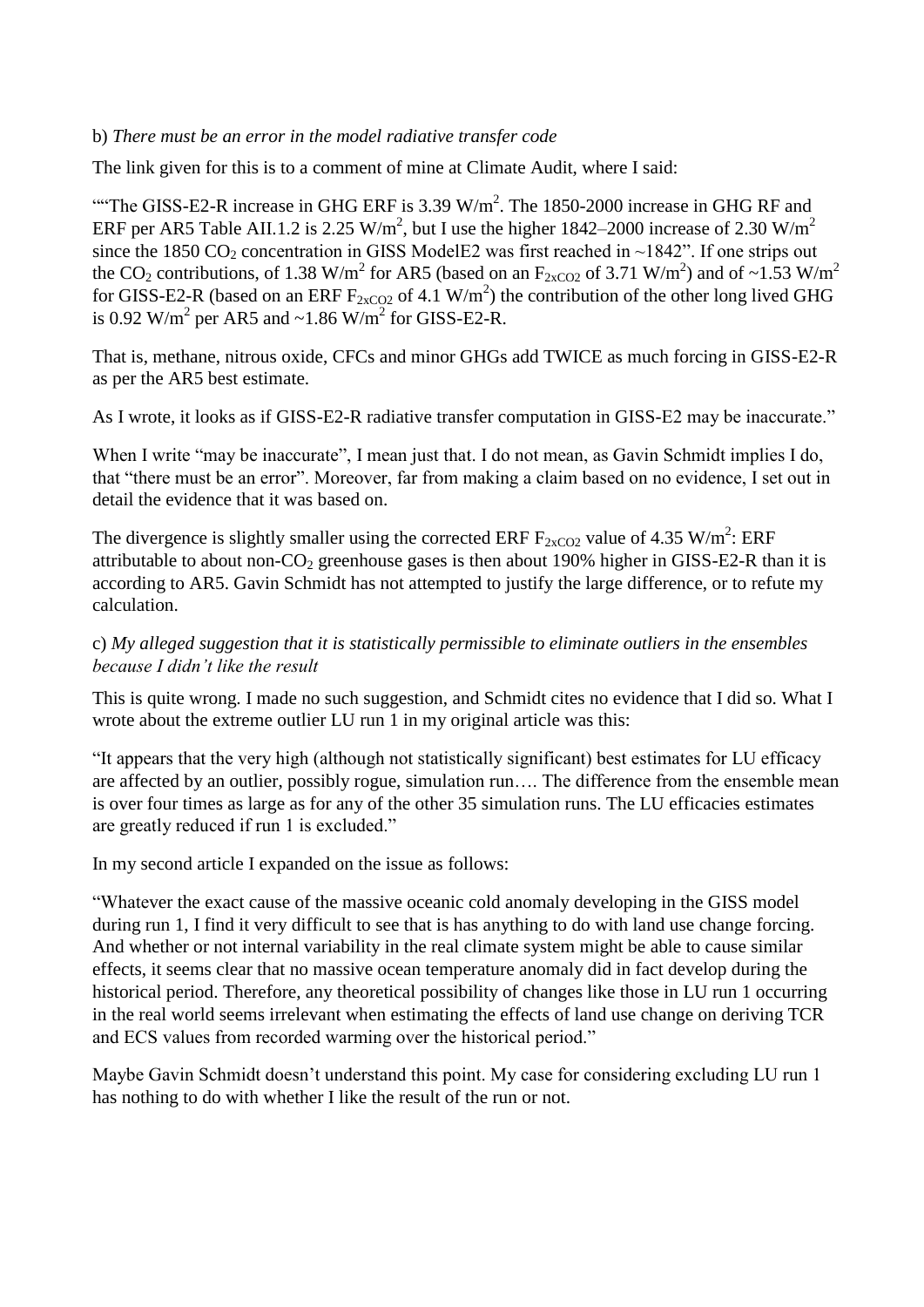b) *There must be an error in the model radiative transfer code*

The link given for this is to a comment of mine at Climate Audit, where I said:

""The GISS-E2-R increase in GHG ERF is 3.39 W/m$^2$. The 1850-2000 increase in GHG RF and ERF per AR5 Table AII.1.2 is 2.25 W/m$^2$, but I use the higher 1842–2000 increase of 2.30 W/m$^2$ since the 1850 $CO_2$ concentration in GISS ModelE2 was first reached in ~1842". If one strips out the $CO_2$ contributions, of 1.38 W/m$^2$ for AR5 (based on an $F_{2xCO2}$ of 3.71 W/m$^2$) and of ~1.53 W/m$^2$ for GISS-E2-R (based on an ERF $F_{2xCO2}$ of 4.1 W/m$^2$) the contribution of the other long lived GHG is 0.92 W/m$^2$ per AR5 and ~1.86 W/m$^2$ for GISS-E2-R.

That is, methane, nitrous oxide, CFCs and minor GHGs add TWICE as much forcing in GISS-E2-R as per the AR5 best estimate.

As I wrote, it looks as if GISS-E2-R radiative transfer computation in GISS-E2 may be inaccurate."

When I write "may be inaccurate", I mean just that. I do not mean, as Gavin Schmidt implies I do, that "there must be an error". Moreover, far from making a claim based on no evidence, I set out in detail the evidence that it was based on.

The divergence is slightly smaller using the corrected ERF $F_{2xCO2}$ value of 4.35 W/m$^2$: ERF attributable to about non-$CO_2$ greenhouse gases is then about 190% higher in GISS-E2-R than it is according to AR5. Gavin Schmidt has not attempted to justify the large difference, or to refute my calculation.

c) *My alleged suggestion that it is statistically permissible to eliminate outliers in the ensembles because I didn't like the result*

This is quite wrong. I made no such suggestion, and Schmidt cites no evidence that I did so. What I wrote about the extreme outlier LU run 1 in my original article was this:

"It appears that the very high (although not statistically significant) best estimates for LU efficacy are affected by an outlier, possibly rogue, simulation run…. The difference from the ensemble mean is over four times as large as for any of the other 35 simulation runs. The LU efficacies estimates are greatly reduced if run 1 is excluded."

In my second article I expanded on the issue as follows:

"Whatever the exact cause of the massive oceanic cold anomaly developing in the GISS model during run 1, I find it very difficult to see that is has anything to do with land use change forcing. And whether or not internal variability in the real climate system might be able to cause similar effects, it seems clear that no massive ocean temperature anomaly did in fact develop during the historical period. Therefore, any theoretical possibility of changes like those in LU run 1 occurring in the real world seems irrelevant when estimating the effects of land use change on deriving TCR and ECS values from recorded warming over the historical period."

Maybe Gavin Schmidt doesn't understand this point. My case for considering excluding LU run 1 has nothing to do with whether I like the result of the run or not.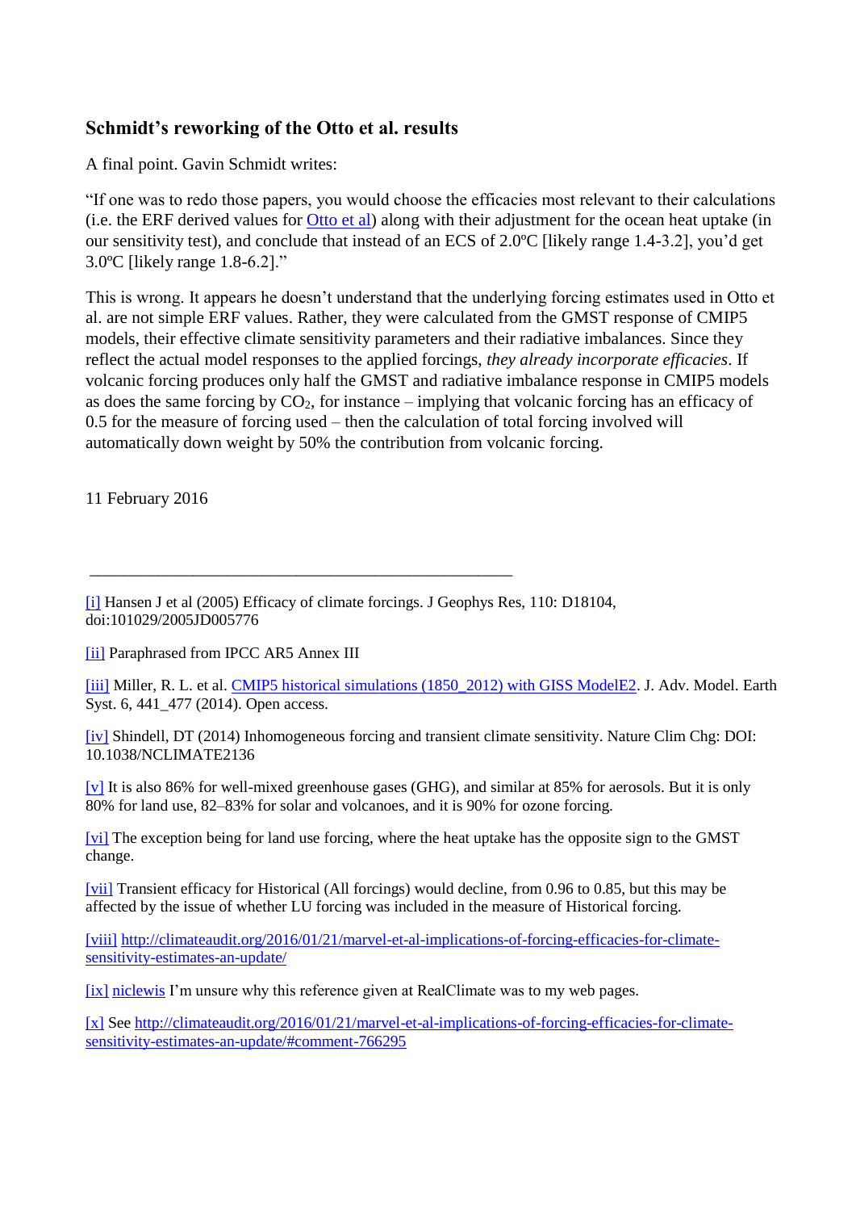### Schmidt's reworking of the Otto et al. results

A final point. Gavin Schmidt writes:

"If one was to redo those papers, you would choose the efficacies most relevant to their calculations (i.e. the ERF derived values for Otto et al) along with their adjustment for the ocean heat uptake (in our sensitivity test), and conclude that instead of an ECS of 2.0ºC [likely range 1.4-3.2], you'd get 3.0ºC [likely range 1.8-6.2]."

This is wrong. It appears he doesn't understand that the underlying forcing estimates used in Otto et al. are not simple ERF values. Rather, they were calculated from the GMST response of CMIP5 models, their effective climate sensitivity parameters and their radiative imbalances. Since they reflect the actual model responses to the applied forcings, *they already incorporate efficacies*. If volcanic forcing produces only half the GMST and radiative imbalance response in CMIP5 models as does the same forcing by $CO_2$, for instance – implying that volcanic forcing has an efficacy of 0.5 for the measure of forcing used – then the calculation of total forcing involved will automatically down weight by 50% the contribution from volcanic forcing.

11 February 2016

---

[i] Hansen J et al (2005) Efficacy of climate forcings. J Geophys Res, 110: D18104, doi:101029/2005JD005776

[ii] Paraphrased from IPCC AR5 Annex III

[iii] Miller, R. L. et al. CMIP5 historical simulations (1850_2012) with GISS ModelE2. J. Adv. Model. Earth Syst. 6, 441_477 (2014). Open access.

[iv] Shindell, DT (2014) Inhomogeneous forcing and transient climate sensitivity. Nature Clim Chg: DOI: 10.1038/NCLIMATE2136

[v] It is also 86% for well-mixed greenhouse gases (GHG), and similar at 85% for aerosols. But it is only 80% for land use, 82–83% for solar and volcanoes, and it is 90% for ozone forcing.

[vi] The exception being for land use forcing, where the heat uptake has the opposite sign to the GMST change.

[vii] Transient efficacy for Historical (All forcings) would decline, from 0.96 to 0.85, but this may be affected by the issue of whether LU forcing was included in the measure of Historical forcing.

[viii] http://climateaudit.org/2016/01/21/marvel-et-al-implications-of-forcing-efficacies-for-climate-sensitivity-estimates-an-update/

[ix] niclewis I'm unsure why this reference given at RealClimate was to my web pages.

[x] See http://climateaudit.org/2016/01/21/marvel-et-al-implications-of-forcing-efficacies-for-climate-sensitivity-estimates-an-update/#comment-766295